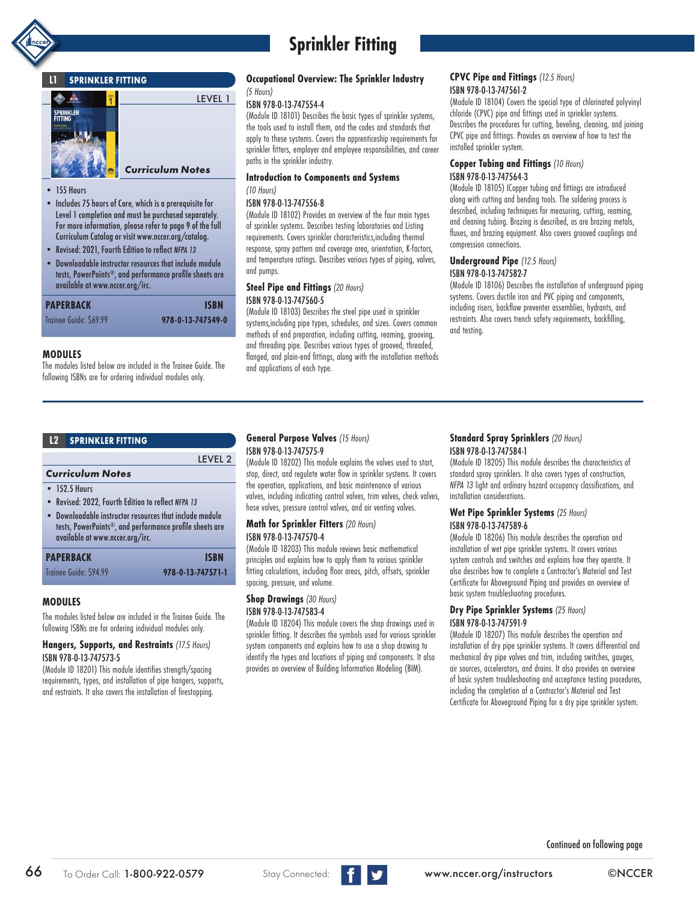# Sprinkler Fitting

## L1 SPRINKLER FITTING

LEVEL 1

**Curriculum Notes**

- 155 Hours
- Includes 75 hours of Core, which is a prerequisite for Level 1 completion and must be purchased separately. For more information, please refer to page 9 of the full Curriculum Catalog or visit www.nccer.org/catalog.
- Revised: 2021, Fourth Edition to reflect *NFPA 13*
- Downloadable instructor resources that include module tests, PowerPoints®, and performance profile sheets are available at www.nccer.org/irc.

| PAPERBACK | ISBN |
| --- | --- |
| Trainee Guide: $69.99 | 978-0-13-747549-0 |

### MODULES

The modules listed below are included in the Trainee Guide. The following ISBNs are for ordering individual modules only.

**Occupational Overview: The Sprinkler Industry** *(5 Hours)*
ISBN 978-0-13-747554-4
(Module ID 18101) Describes the basic types of sprinkler systems, the tools used to install them, and the codes and standards that apply to these systems. Covers the apprenticeship requirements for sprinkler fitters, employer and employee responsibilities, and career paths in the sprinkler industry.

**Introduction to Components and Systems** *(10 Hours)*
ISBN 978-0-13-747556-8
(Module ID 18102) Provides an overview of the four main types of sprinkler systems. Describes testing laboratories and Listing requirements. Covers sprinkler characteristics,including thermal response, spray pattern and coverage area, orientation, K-factors, and temperature ratings. Describes various types of piping, valves, and pumps.

**Steel Pipe and Fittings** *(20 Hours)*
ISBN 978-0-13-747560-5
(Module ID 18103) Describes the steel pipe used in sprinkler systems,including pipe types, schedules, and sizes. Covers common methods of end preparation, including cutting, reaming, grooving, and threading pipe. Describes various types of grooved, threaded, flanged, and plain-end fittings, along with the installation methods and applications of each type.

**CPVC Pipe and Fittings** *(12.5 Hours)*
ISBN 978-0-13-747561-2
(Module ID 18104) Covers the special type of chlorinated polyvinyl chloride (CPVC) pipe and fittings used in sprinkler systems. Describes the procedures for cutting, beveling, cleaning, and joining CPVC pipe and fittings. Provides an overview of how to test the installed sprinkler system.

**Copper Tubing and Fittings** *(10 Hours)*
ISBN 978-0-13-747564-3
(Module ID 18105) lCopper tubing and fittings are introduced along with cutting and bending tools. The soldering process is described, including techniques for measuring, cutting, reaming, and cleaning tubing. Brazing is described, as are brazing metals, fluxes, and brazing equipment. Also covers grooved couplings and compression connections.

**Underground Pipe** *(12.5 Hours)*
ISBN 978-0-13-747582-7
(Module ID 18106) Describes the installation of underground piping systems. Covers ductile iron and PVC piping and components, including risers, backflow preventer assemblies, hydrants, and restraints. Also covers trench safety requirements, backfilling, and testing.

## L2 SPRINKLER FITTING

LEVEL 2

**Curriculum Notes**

- 152.5 Hours
- Revised: 2022, Fourth Edition to reflect *NFPA 13*
- Downloadable instructor resources that include module tests, PowerPoints®, and performance profile sheets are available at www.nccer.org/irc.

| PAPERBACK | ISBN |
| --- | --- |
| Trainee Guide: $94.99 | 978-0-13-747571-1 |

### MODULES

The modules listed below are included in the Trainee Guide. The following ISBNs are for ordering individual modules only.

**Hangers, Supports, and Restraints** *(17.5 Hours)*
ISBN 978-0-13-747573-5
(Module ID 18201) This module identifies strength/spacing requirements, types, and installation of pipe hangers, supports, and restraints. It also covers the installation of firestopping.

**General Purpose Valves** *(15 Hours)*
ISBN 978-0-13-747575-9
(Module ID 18202) This module explains the valves used to start, stop, direct, and regulate water flow in sprinkler systems. It covers the operation, applications, and basic maintenance of various valves, including indicating control valves, trim valves, check valves, hose valves, pressure control valves, and air venting valves.

**Math for Sprinkler Fitters** *(20 Hours)*
ISBN 978-0-13-747570-4
(Module ID 18203) This module reviews basic mathematical principles and explains how to apply them to various sprinkler fitting calculations, including floor areas, pitch, offsets, sprinkler spacing, pressure, and volume.

**Shop Drawings** *(30 Hours)*
ISBN 978-0-13-747583-4
(Module ID 18204) This module covers the shop drawings used in sprinkler fitting. It describes the symbols used for various sprinkler system components and explains how to use a shop drawing to identify the types and locations of piping and components. It also provides an overview of Building Information Modeling (BIM).

**Standard Spray Sprinklers** *(20 Hours)*
ISBN 978-0-13-747584-1
(Module ID 18205) This module describes the characteristics of standard spray sprinklers. It also covers types of construction, *NFPA 13* light and ordinary hazard occupancy classifications, and installation considerations.

**Wet Pipe Sprinkler Systems** *(25 Hours)*
ISBN 978-0-13-747589-6
(Module ID 18206) This module describes the operation and installation of wet pipe sprinkler systems. It covers various system controls and switches and explains how they operate. It also describes how to complete a Contractor's Material and Test Certificate for Aboveground Piping and provides an overview of basic system troubleshooting procedures.

**Dry Pipe Sprinkler Systems** *(25 Hours)*
ISBN 978-0-13-747591-9
(Module ID 18207) This module describes the operation and installation of dry pipe sprinkler systems. It covers differential and mechanical dry pipe valves and trim, including switches, gauges, air sources, accelerators, and drains. It also provides an overview of basic system troubleshooting and acceptance testing procedures, including the completion of a Contractor's Material and Test Certificate for Aboveground Piping for a dry pipe sprinkler system.

Continued on following page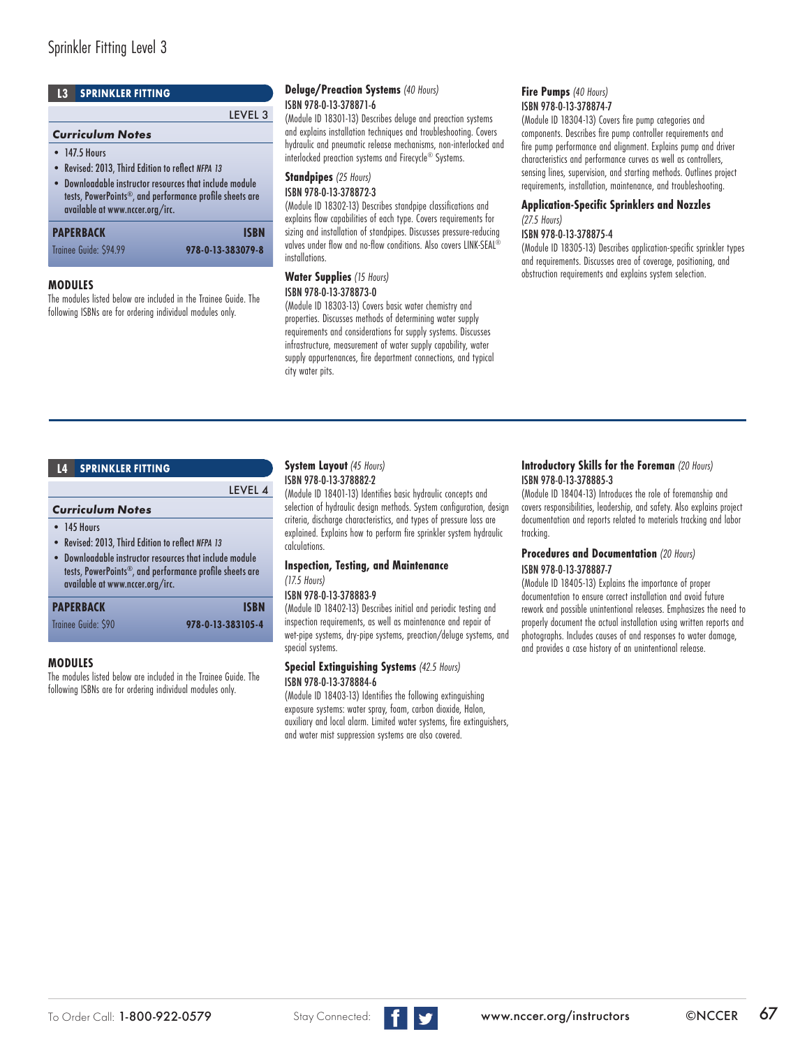## L3 SPRINKLER FITTING

LEVEL 3

### *Curriculum Notes*

- 147.5 Hours
- Revised: 2013, Third Edition to reflect *NFPA 13*
- Downloadable instructor resources that include module tests, PowerPoints®, and performance profile sheets are available at www.nccer.org/irc.

| PAPERBACK | ISBN |
| --- | --- |
| Trainee Guide: $94.99 | 978-0-13-383079-8 |

### MODULES

The modules listed below are included in the Trainee Guide. The following ISBNs are for ordering individual modules only.

**Deluge/Preaction Systems** *(40 Hours)*
ISBN 978-0-13-378871-6
(Module ID 18301-13) Describes deluge and preaction systems and explains installation techniques and troubleshooting. Covers hydraulic and pneumatic release mechanisms, non-interlocked and interlocked preaction systems and Firecycle® Systems.

**Standpipes** *(25 Hours)*
ISBN 978-0-13-378872-3
(Module ID 18302-13) Describes standpipe classifications and explains flow capabilities of each type. Covers requirements for sizing and installation of standpipes. Discusses pressure-reducing valves under flow and no-flow conditions. Also covers LINK-SEAL® installations.

**Water Supplies** *(15 Hours)*
ISBN 978-0-13-378873-0
(Module ID 18303-13) Covers basic water chemistry and properties. Discusses methods of determining water supply requirements and considerations for supply systems. Discusses infrastructure, measurement of water supply capability, water supply appurtenances, fire department connections, and typical city water pits.

**Fire Pumps** *(40 Hours)*
ISBN 978-0-13-378874-7
(Module ID 18304-13) Covers fire pump categories and components. Describes fire pump controller requirements and fire pump performance and alignment. Explains pump and driver characteristics and performance curves as well as controllers, sensing lines, supervision, and starting methods. Outlines project requirements, installation, maintenance, and troubleshooting.

**Application-Specific Sprinklers and Nozzles** *(27.5 Hours)*
ISBN 978-0-13-378875-4
(Module ID 18305-13) Describes application-specific sprinkler types and requirements. Discusses area of coverage, positioning, and obstruction requirements and explains system selection.

## L4 SPRINKLER FITTING

LEVEL 4

### *Curriculum Notes*

- 145 Hours
- Revised: 2013, Third Edition to reflect *NFPA 13*
- Downloadable instructor resources that include module tests, PowerPoints®, and performance profile sheets are available at www.nccer.org/irc.

| PAPERBACK | ISBN |
| --- | --- |
| Trainee Guide: $90 | 978-0-13-383105-4 |

### MODULES

The modules listed below are included in the Trainee Guide. The following ISBNs are for ordering individual modules only.

**System Layout** *(45 Hours)*
ISBN 978-0-13-378882-2
(Module ID 18401-13) Identifies basic hydraulic concepts and selection of hydraulic design methods. System configuration, design criteria, discharge characteristics, and types of pressure loss are explained. Explains how to perform fire sprinkler system hydraulic calculations.

**Inspection, Testing, and Maintenance** *(17.5 Hours)*
ISBN 978-0-13-378883-9
(Module ID 18402-13) Describes initial and periodic testing and inspection requirements, as well as maintenance and repair of wet-pipe systems, dry-pipe systems, preaction/deluge systems, and special systems.

**Special Extinguishing Systems** *(42.5 Hours)*
ISBN 978-0-13-378884-6
(Module ID 18403-13) Identifies the following extinguishing exposure systems: water spray, foam, carbon dioxide, Halon, auxiliary and local alarm. Limited water systems, fire extinguishers, and water mist suppression systems are also covered.

**Introductory Skills for the Foreman** *(20 Hours)*
ISBN 978-0-13-378885-3
(Module ID 18404-13) Introduces the role of foremanship and covers responsibilities, leadership, and safety. Also explains project documentation and reports related to materials tracking and labor tracking.

**Procedures and Documentation** *(20 Hours)*
ISBN 978-0-13-378887-7
(Module ID 18405-13) Explains the importance of proper documentation to ensure correct installation and avoid future rework and possible unintentional releases. Emphasizes the need to properly document the actual installation using written reports and photographs. Includes causes of and responses to water damage, and provides a case history of an unintentional release.